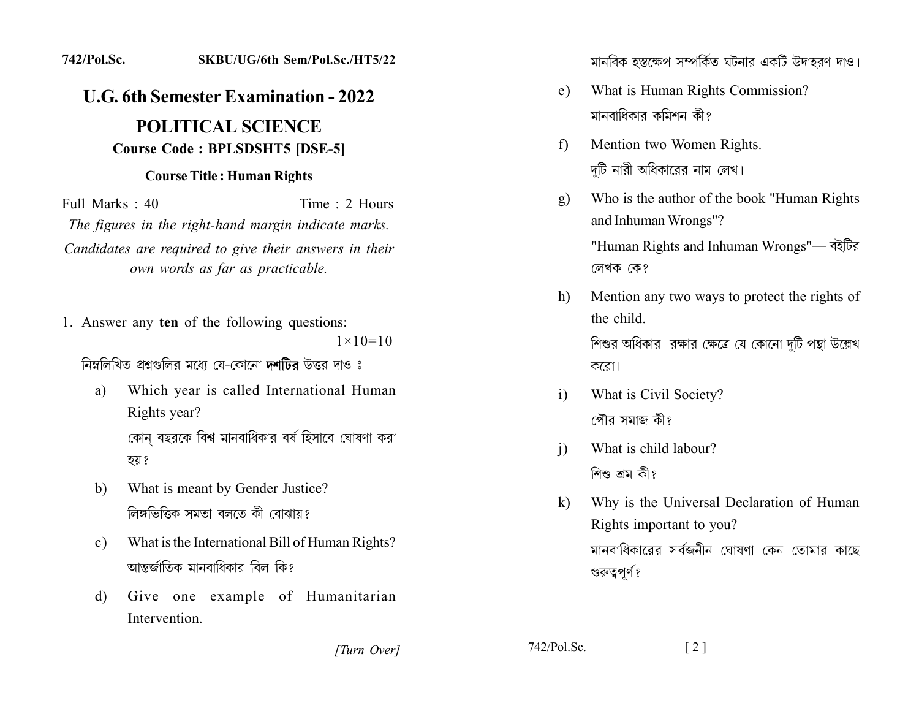742/Pol.Sc. SKBU/UG/6th Sem/Pol.Sc./HT5/22

# U.G. 6th Semester Examination - 2022

## POLITICAL SCIENCE

**Course Code : BPLSDSHT5 [DSE-5]**

**Course Title : Human Rights**

Full Marks : 40 Time : 2 Hours

*The figures in the right-hand margin indicate marks.*

*Candidates are required to give their answers in their own words as far as practicable.*

1. Answer any **ten** of the following questions: $1 \times 10 = 10$

   নিম্নলিখিত প্রশ্নগুলির মধ্যে যে-কোনো **দশটির** উত্তর দাও ঃ

   a) Which year is called International Human Rights year?

      কোন্ বছরকে বিশ্ব মানবাধিকার বর্ষ হিসাবে ঘোষণা করা হয়?

   b) What is meant by Gender Justice?

      লিঙ্গভিত্তিক সমতা বলতে কী বোঝায়?

   c) What is the International Bill of Human Rights?

      আন্তর্জাতিক মানবাধিকার বিল কি?

   d) Give one example of Humanitarian Intervention.

      মানবিক হস্তক্ষেপ সম্পর্কিত ঘটনার একটি উদাহরণ দাও।

   e) What is Human Rights Commission?

      মানবাধিকার কমিশন কী?

   f) Mention two Women Rights.

      দুটি নারী অধিকারের নাম লেখ।

   g) Who is the author of the book "Human Rights and Inhuman Wrongs"?

      "Human Rights and Inhuman Wrongs"— বইটির লেখক কে?

   h) Mention any two ways to protect the rights of the child.

      শিশুর অধিকার রক্ষার ক্ষেত্রে যে কোনো দুটি পন্থা উল্লেখ করো।

   i) What is Civil Society?

      পৌর সমাজ কী?

   j) What is child labour?

      শিশু শ্রম কী?

   k) Why is the Universal Declaration of Human Rights important to you?

      মানবাধিকারের সর্বজনীন ঘোষণা কেন তোমার কাছে গুরুত্বপূর্ণ?

[Turn Over]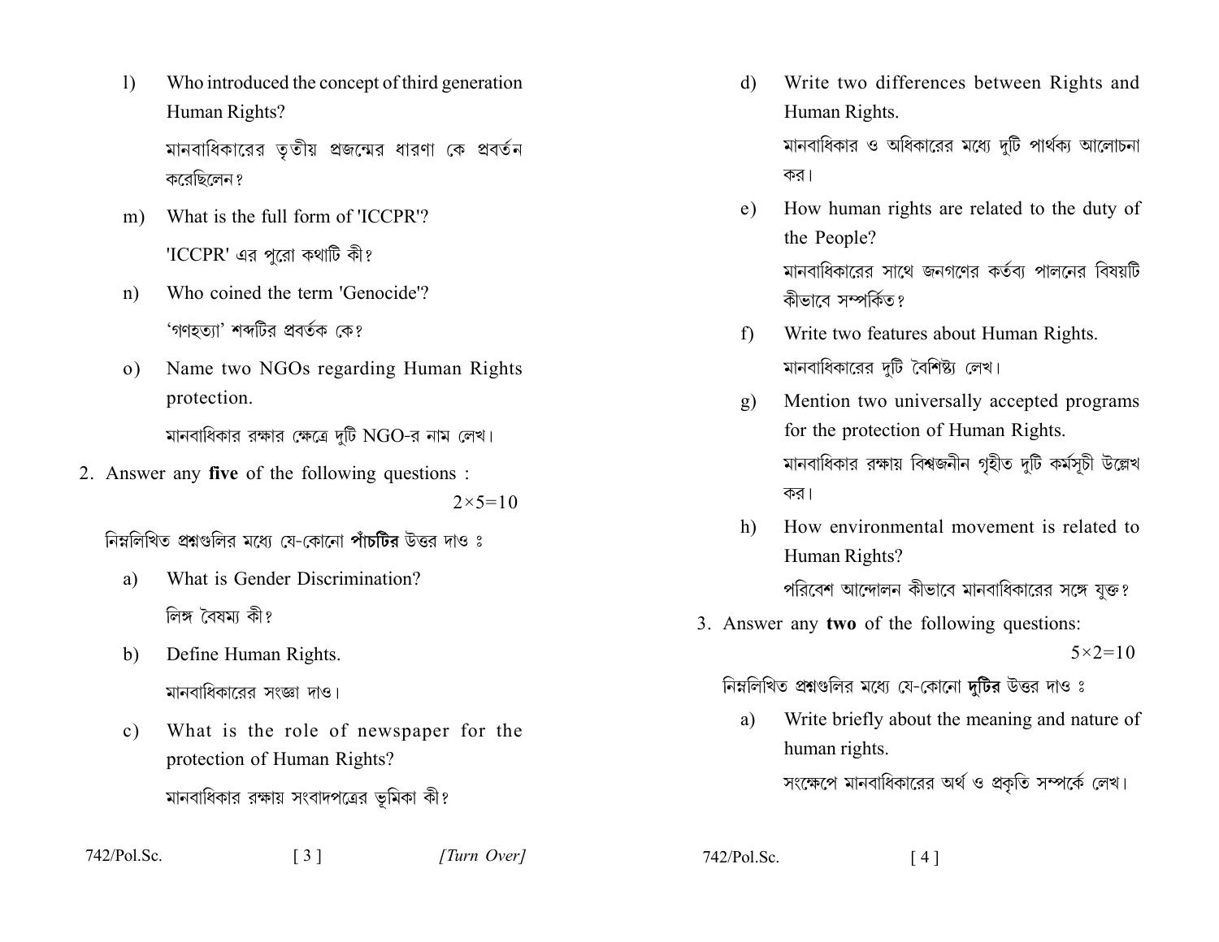l) Who introduced the concept of third generation Human Rights?

মানবাধিকারের তৃতীয় প্রজন্মের ধারণা কে প্রবর্তন করেছিলেন?

m) What is the full form of 'ICCPR'?

'ICCPR' এর পুরো কথাটি কী?

n) Who coined the term 'Genocide'?

'গণহত্যা' শব্দটির প্রবর্তক কে?

o) Name two NGOs regarding Human Rights protection.

মানবাধিকার রক্ষার ক্ষেত্রে দুটি NGO-র নাম লেখ।

2. Answer any **five** of the following questions : 2×5=10

নিম্নলিখিত প্রশ্নগুলির মধ্যে যে-কোনো **পাঁচটির** উত্তর দাও ঃ

a) What is Gender Discrimination?

লিঙ্গ বৈষম্য কী?

b) Define Human Rights.

মানবাধিকারের সংজ্ঞা দাও।

c) What is the role of newspaper for the protection of Human Rights?

মানবাধিকার রক্ষায় সংবাদপত্রের ভূমিকা কী?

d) Write two differences between Rights and Human Rights.

মানবাধিকার ও অধিকারের মধ্যে দুটি পার্থক্য আলোচনা কর।

e) How human rights are related to the duty of the People?

মানবাধিকারের সাথে জনগণের কর্তব্য পালনের বিষয়টি কীভাবে সম্পর্কিত?

f) Write two features about Human Rights.

মানবাধিকারের দুটি বৈশিষ্ট্য লেখ।

g) Mention two universally accepted programs for the protection of Human Rights.

মানবাধিকার রক্ষায় বিশ্বজনীন গৃহীত দুটি কর্মসূচী উল্লেখ কর।

h) How environmental movement is related to Human Rights?

পরিবেশ আন্দোলন কীভাবে মানবাধিকারের সঙ্গে যুক্ত?

3. Answer any **two** of the following questions: 5×2=10

নিম্নলিখিত প্রশ্নগুলির মধ্যে যে-কোনো **দুটির** উত্তর দাও ঃ

a) Write briefly about the meaning and nature of human rights.

সংক্ষেপে মানবাধিকারের অর্থ ও প্রকৃতি সম্পর্কে লেখ।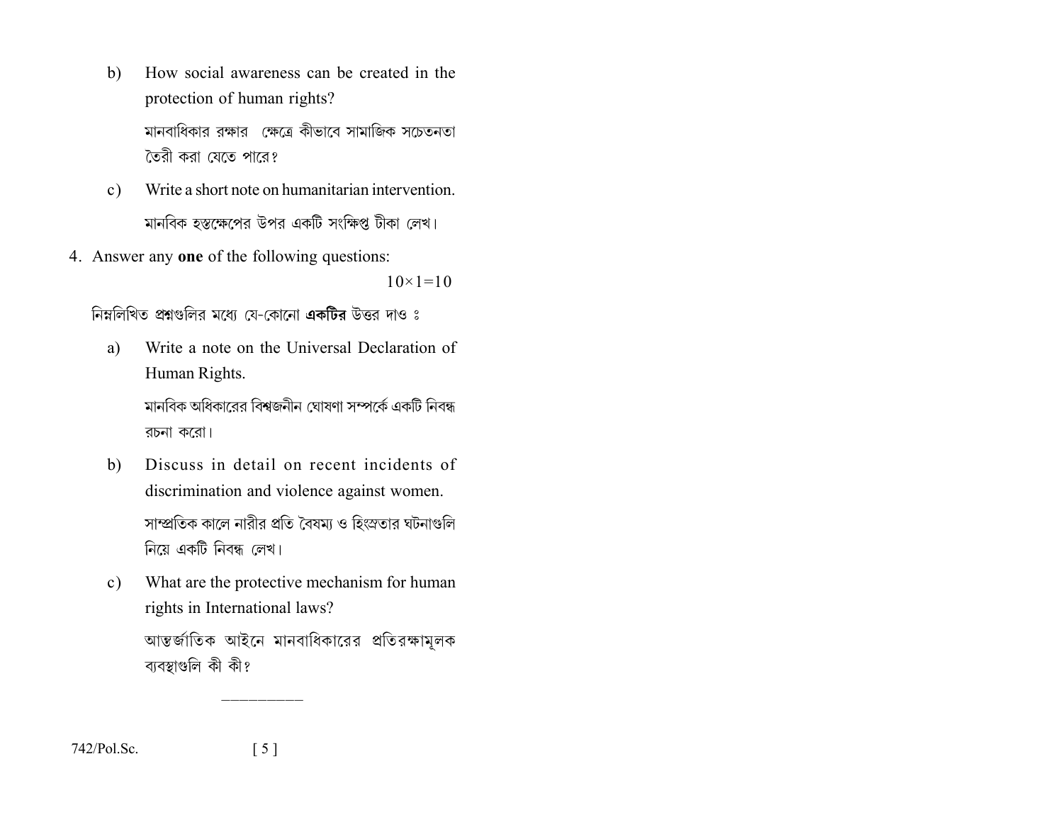b) How social awareness can be created in the protection of human rights?

মানবাধিকার রক্ষার ক্ষেত্রে কীভাবে সামাজিক সচেতনতা তৈরী করা যেতে পারে?

c) Write a short note on humanitarian intervention.

মানবিক হস্তক্ষেপের উপর একটি সংক্ষিপ্ত টীকা লেখ।

4. Answer any **one** of the following questions: $10 \times 1 = 10$

নিম্নলিখিত প্রশ্নগুলির মধ্যে যে-কোনো **একটির** উত্তর দাও ঃ

a) Write a note on the Universal Declaration of Human Rights.

মানবিক অধিকারের বিশ্বজনীন ঘোষণা সম্পর্কে একটি নিবন্ধ রচনা করো।

b) Discuss in detail on recent incidents of discrimination and violence against women.

সাম্প্রতিক কালে নারীর প্রতি বৈষম্য ও হিংস্রতার ঘটনাগুলি নিয়ে একটি নিবন্ধ লেখ।

c) What are the protective mechanism for human rights in International laws?

আন্তর্জাতিক আইনে মানবাধিকারের প্রতিরক্ষামূলক ব্যবস্থাগুলি কী কী?

———————